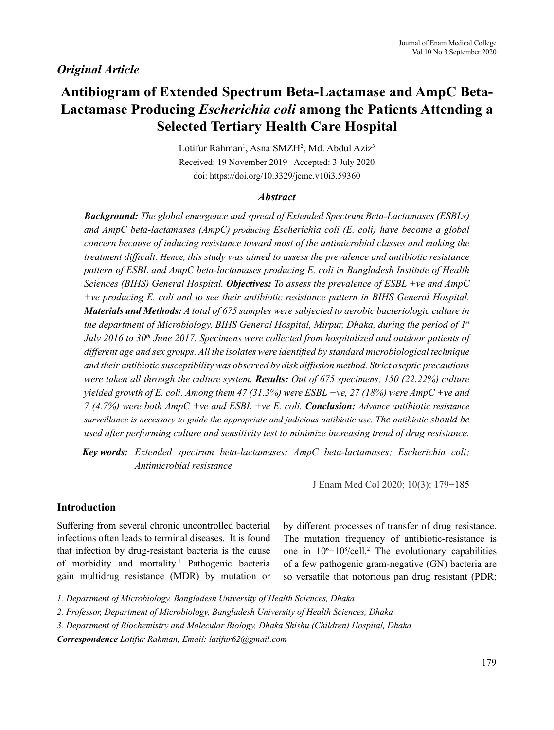*Original Article*

# Antibiogram of Extended Spectrum Beta-Lactamase and AmpC Beta-Lactamase Producing *Escherichia coli* among the Patients Attending a Selected Tertiary Health Care Hospital

Lotifur Rahman[1], Asna SMZH[2], Md. Abdul Aziz[3]

Received: 19 November 2019 Accepted: 3 July 2020

doi: https://doi.org/10.3329/jemc.v10i3.59360

### *Abstract*

***Background:*** *The global emergence and spread of Extended Spectrum Beta-Lactamases (ESBLs) and AmpC beta-lactamases (AmpC) producing Escherichia coli (E. coli) have become a global concern because of inducing resistance toward most of the antimicrobial classes and making the treatment difficult. Hence, this study was aimed to assess the prevalence and antibiotic resistance pattern of ESBL and AmpC beta-lactamases producing E. coli in Bangladesh Institute of Health Sciences (BIHS) General Hospital.* ***Objectives:*** *To assess the prevalence of ESBL +ve and AmpC +ve producing E. coli and to see their antibiotic resistance pattern in BIHS General Hospital.* ***Materials and Methods:*** *A total of 675 samples were subjected to aerobic bacteriologic culture in the department of Microbiology, BIHS General Hospital, Mirpur, Dhaka, during the period of 1st July 2016 to 30th June 2017. Specimens were collected from hospitalized and outdoor patients of different age and sex groups. All the isolates were identified by standard microbiological technique and their antibiotic susceptibility was observed by disk diffusion method. Strict aseptic precautions were taken all through the culture system.* ***Results:*** *Out of 675 specimens, 150 (22.22%) culture yielded growth of E. coli. Among them 47 (31.3%) were ESBL +ve, 27 (18%) were AmpC +ve and 7 (4.7%) were both AmpC +ve and ESBL +ve E. coli.* ***Conclusion:*** *Advance antibiotic resistance surveillance is necessary to guide the appropriate and judicious antibiotic use. The antibiotic should be used after performing culture and sensitivity test to minimize increasing trend of drug resistance.*

***Key words:*** *Extended spectrum beta-lactamases; AmpC beta-lactamases; Escherichia coli; Antimicrobial resistance*

J Enam Med Col 2020; 10(3): 179−185

## Introduction

Suffering from several chronic uncontrolled bacterial infections often leads to terminal diseases. It is found that infection by drug-resistant bacteria is the cause of morbidity and mortality.[1] Pathogenic bacteria gain multidrug resistance (MDR) by mutation or by different processes of transfer of drug resistance. The mutation frequency of antibiotic-resistance is one in $10^6$−$10^8$/cell.[2] The evolutionary capabilities of a few pathogenic gram-negative (GN) bacteria are so versatile that notorious pan drug resistant (PDR;

*1. Department of Microbiology, Bangladesh University of Health Sciences, Dhaka*

*2. Professor, Department of Microbiology, Bangladesh University of Health Sciences, Dhaka*

*3. Department of Biochemistry and Molecular Biology, Dhaka Shishu (Children) Hospital, Dhaka*

***Correspondence*** *Lotifur Rahman, Email: latifur62@gmail.com*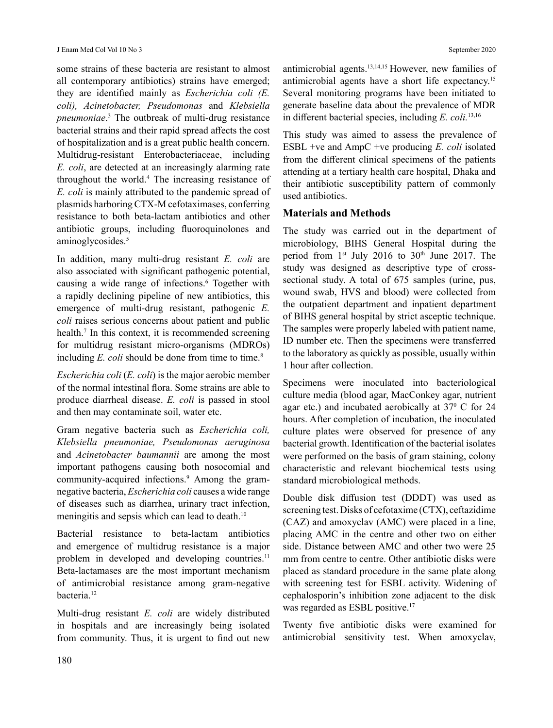some strains of these bacteria are resistant to almost all contemporary antibiotics) strains have emerged; they are identified mainly as *Escherichia coli (E. coli), Acinetobacter, Pseudomonas* and *Klebsiella pneumoniae*.[3] The outbreak of multi-drug resistance bacterial strains and their rapid spread affects the cost of hospitalization and is a great public health concern. Multidrug-resistant Enterobacteriaceae, including *E. coli*, are detected at an increasingly alarming rate throughout the world.[4] The increasing resistance of *E. coli* is mainly attributed to the pandemic spread of plasmids harboring CTX-M cefotaximases, conferring resistance to both beta-lactam antibiotics and other antibiotic groups, including fluoroquinolones and aminoglycosides.[5]

In addition, many multi-drug resistant *E. coli* are also associated with significant pathogenic potential, causing a wide range of infections.[6] Together with a rapidly declining pipeline of new antibiotics, this emergence of multi-drug resistant, pathogenic *E. coli* raises serious concerns about patient and public health.[7] In this context, it is recommended screening for multidrug resistant micro-organisms (MDROs) including *E. coli* should be done from time to time.[8]

*Escherichia coli* (*E. coli*) is the major aerobic member of the normal intestinal flora. Some strains are able to produce diarrheal disease. *E. coli* is passed in stool and then may contaminate soil, water etc.

Gram negative bacteria such as *Escherichia coli, Klebsiella pneumoniae, Pseudomonas aeruginosa* and *Acinetobacter baumannii* are among the most important pathogens causing both nosocomial and community-acquired infections.[9] Among the gram-negative bacteria, *Escherichia coli* causes a wide range of diseases such as diarrhea, urinary tract infection, meningitis and sepsis which can lead to death.[10]

Bacterial resistance to beta-lactam antibiotics and emergence of multidrug resistance is a major problem in developed and developing countries.[11] Beta-lactamases are the most important mechanism of antimicrobial resistance among gram-negative bacteria.[12]

Multi-drug resistant *E. coli* are widely distributed in hospitals and are increasingly being isolated from community. Thus, it is urgent to find out new antimicrobial agents.[13,14,15] However, new families of antimicrobial agents have a short life expectancy.[15] Several monitoring programs have been initiated to generate baseline data about the prevalence of MDR in different bacterial species, including *E. coli.*[13,16]

This study was aimed to assess the prevalence of ESBL +ve and AmpC +ve producing *E. coli* isolated from the different clinical specimens of the patients attending at a tertiary health care hospital, Dhaka and their antibiotic susceptibility pattern of commonly used antibiotics.

## Materials and Methods

The study was carried out in the department of microbiology, BIHS General Hospital during the period from 1st July 2016 to 30th June 2017. The study was designed as descriptive type of cross-sectional study. A total of 675 samples (urine, pus, wound swab, HVS and blood) were collected from the outpatient department and inpatient department of BIHS general hospital by strict asceptic technique. The samples were properly labeled with patient name, ID number etc. Then the specimens were transferred to the laboratory as quickly as possible, usually within 1 hour after collection.

Specimens were inoculated into bacteriological culture media (blood agar, MacConkey agar, nutrient agar etc.) and incubated aerobically at $37^0$ C for 24 hours. After completion of incubation, the inoculated culture plates were observed for presence of any bacterial growth. Identification of the bacterial isolates were performed on the basis of gram staining, colony characteristic and relevant biochemical tests using standard microbiological methods.

Double disk diffusion test (DDDT) was used as screening test. Disks of cefotaxime (CTX), ceftazidime (CAZ) and amoxyclav (AMC) were placed in a line, placing AMC in the centre and other two on either side. Distance between AMC and other two were 25 mm from centre to centre. Other antibiotic disks were placed as standard procedure in the same plate along with screening test for ESBL activity. Widening of cephalosporin's inhibition zone adjacent to the disk was regarded as ESBL positive.[17]

Twenty five antibiotic disks were examined for antimicrobial sensitivity test. When amoxyclav,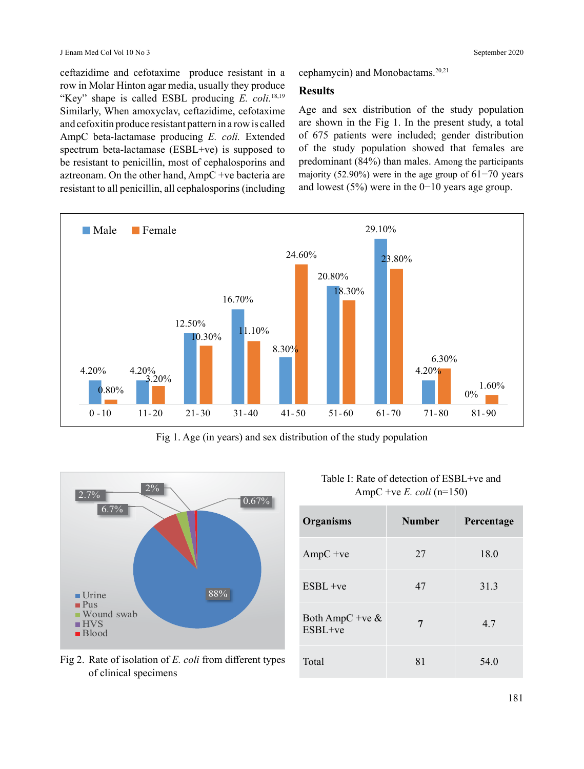ceftazidime and cefotaxime produce resistant in a row in Molar Hinton agar media, usually they produce "Key" shape is called ESBL producing *E. coli.*[18,19] Similarly, When amoxyclav, ceftazidime, cefotaxime and cefoxitin produce resistant pattern in a row is called AmpC beta-lactamase producing *E. coli.* Extended spectrum beta-lactamase (ESBL+ve) is supposed to be resistant to penicillin, most of cephalosporins and aztreonam. On the other hand, AmpC +ve bacteria are resistant to all penicillin, all cephalosporins (including cephamycin) and Monobactams.[20,21]

## Results

Age and sex distribution of the study population are shown in the Fig 1. In the present study, a total of 675 patients were included; gender distribution of the study population showed that females are predominant (84%) than males. Among the participants majority (52.90%) were in the age group of 61−70 years and lowest (5%) were in the 0−10 years age group.

Fig 1. Age (in years) and sex distribution of the study population

Fig 2. Rate of isolation of *E. coli* from different types of clinical specimens

Table I: Rate of detection of ESBL+ve and AmpC +ve *E. coli* (n=150)

| Organisms | Number | Percentage |
|---|---|---|
| AmpC +ve | 27 | 18.0 |
| ESBL +ve | 47 | 31.3 |
| Both AmpC +ve & ESBL+ve | 7 | 4.7 |
| Total | 81 | 54.0 |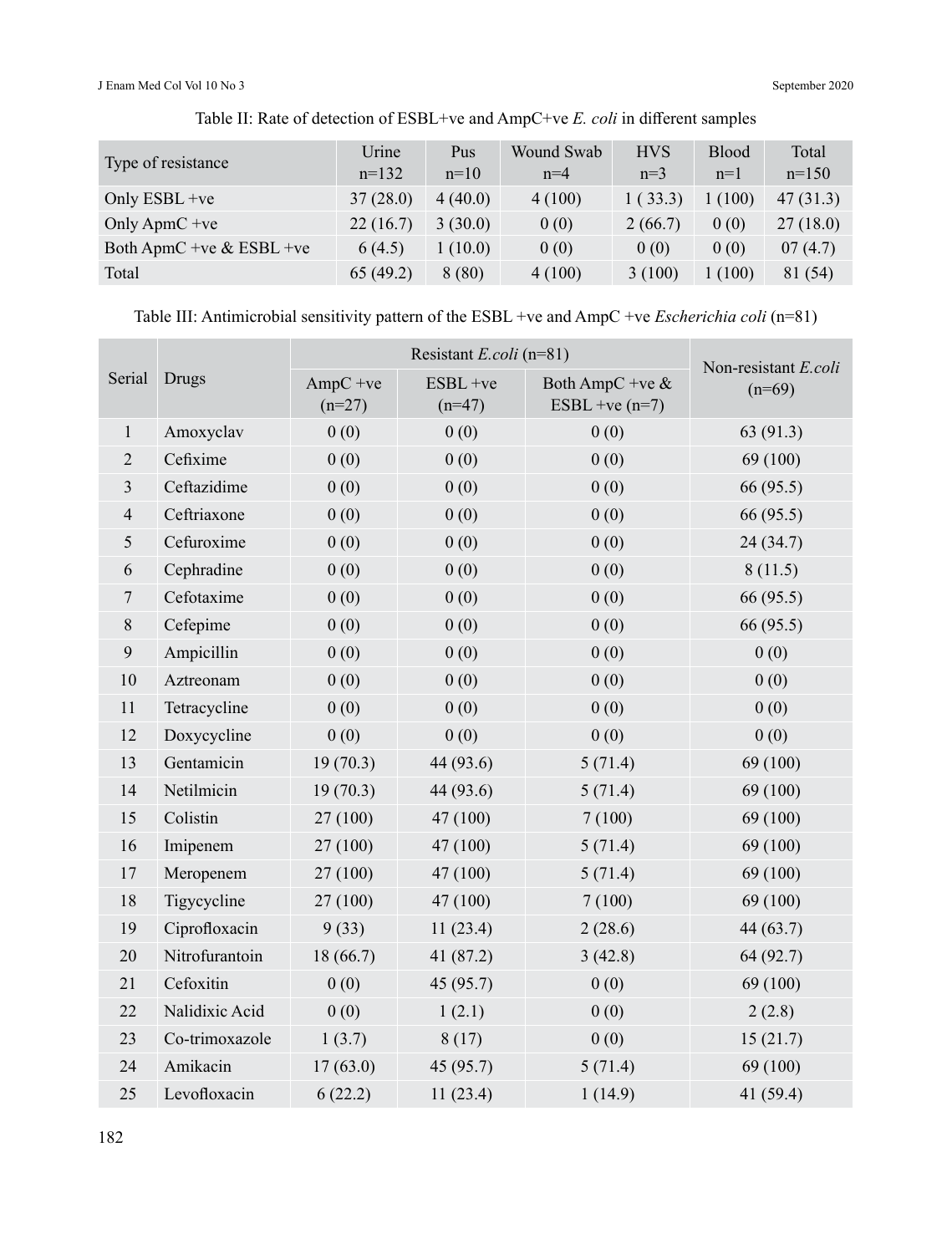Table II: Rate of detection of ESBL+ve and AmpC+ve *E. coli* in different samples

| Type of resistance | Urine n=132 | Pus n=10 | Wound Swab n=4 | HVS n=3 | Blood n=1 | Total n=150 |
|---|---|---|---|---|---|---|
| Only ESBL +ve | 37 (28.0) | 4 (40.0) | 4 (100) | 1 ( 33.3) | 1 (100) | 47 (31.3) |
| Only ApmC +ve | 22 (16.7) | 3 (30.0) | 0 (0) | 2 (66.7) | 0 (0) | 27 (18.0) |
| Both ApmC +ve & ESBL +ve | 6 (4.5) | 1 (10.0) | 0 (0) | 0 (0) | 0 (0) | 07 (4.7) |
| Total | 65 (49.2) | 8 (80) | 4 (100) | 3 (100) | 1 (100) | 81 (54) |

Table III: Antimicrobial sensitivity pattern of the ESBL +ve and AmpC +ve *Escherichia coli* (n=81)

| Serial | Drugs | Resistant *E.coli* (n=81) | | | Non-resistant *E.coli* (n=69) |
|---|---|---|---|---|---|
| | | AmpC +ve (n=27) | ESBL +ve (n=47) | Both AmpC +ve & ESBL +ve (n=7) | |
| 1 | Amoxyclav | 0 (0) | 0 (0) | 0 (0) | 63 (91.3) |
| 2 | Cefixime | 0 (0) | 0 (0) | 0 (0) | 69 (100) |
| 3 | Ceftazidime | 0 (0) | 0 (0) | 0 (0) | 66 (95.5) |
| 4 | Ceftriaxone | 0 (0) | 0 (0) | 0 (0) | 66 (95.5) |
| 5 | Cefuroxime | 0 (0) | 0 (0) | 0 (0) | 24 (34.7) |
| 6 | Cephradine | 0 (0) | 0 (0) | 0 (0) | 8 (11.5) |
| 7 | Cefotaxime | 0 (0) | 0 (0) | 0 (0) | 66 (95.5) |
| 8 | Cefepime | 0 (0) | 0 (0) | 0 (0) | 66 (95.5) |
| 9 | Ampicillin | 0 (0) | 0 (0) | 0 (0) | 0 (0) |
| 10 | Aztreonam | 0 (0) | 0 (0) | 0 (0) | 0 (0) |
| 11 | Tetracycline | 0 (0) | 0 (0) | 0 (0) | 0 (0) |
| 12 | Doxycycline | 0 (0) | 0 (0) | 0 (0) | 0 (0) |
| 13 | Gentamicin | 19 (70.3) | 44 (93.6) | 5 (71.4) | 69 (100) |
| 14 | Netilmicin | 19 (70.3) | 44 (93.6) | 5 (71.4) | 69 (100) |
| 15 | Colistin | 27 (100) | 47 (100) | 7 (100) | 69 (100) |
| 16 | Imipenem | 27 (100) | 47 (100) | 5 (71.4) | 69 (100) |
| 17 | Meropenem | 27 (100) | 47 (100) | 5 (71.4) | 69 (100) |
| 18 | Tigycycline | 27 (100) | 47 (100) | 7 (100) | 69 (100) |
| 19 | Ciprofloxacin | 9 (33) | 11 (23.4) | 2 (28.6) | 44 (63.7) |
| 20 | Nitrofurantoin | 18 (66.7) | 41 (87.2) | 3 (42.8) | 64 (92.7) |
| 21 | Cefoxitin | 0 (0) | 45 (95.7) | 0 (0) | 69 (100) |
| 22 | Nalidixic Acid | 0 (0) | 1 (2.1) | 0 (0) | 2 (2.8) |
| 23 | Co-trimoxazole | 1 (3.7) | 8 (17) | 0 (0) | 15 (21.7) |
| 24 | Amikacin | 17 (63.0) | 45 (95.7) | 5 (71.4) | 69 (100) |
| 25 | Levofloxacin | 6 (22.2) | 11 (23.4) | 1 (14.9) | 41 (59.4) |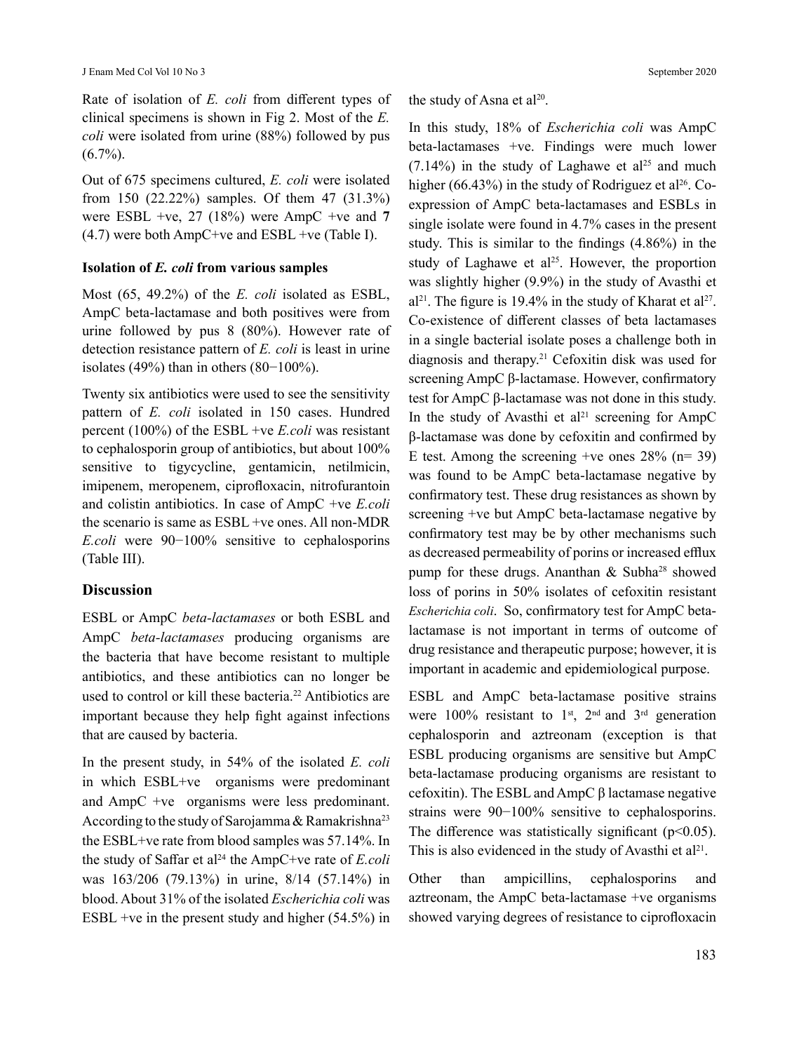Rate of isolation of *E. coli* from different types of clinical specimens is shown in Fig 2. Most of the *E. coli* were isolated from urine (88%) followed by pus (6.7%).

Out of 675 specimens cultured, *E. coli* were isolated from 150 (22.22%) samples. Of them 47 (31.3%) were ESBL +ve, 27 (18%) were AmpC +ve and **7** (4.7) were both AmpC+ve and ESBL +ve (Table I).

### Isolation of *E. coli* from various samples

Most (65, 49.2%) of the *E. coli* isolated as ESBL, AmpC beta-lactamase and both positives were from urine followed by pus 8 (80%). However rate of detection resistance pattern of *E. coli* is least in urine isolates (49%) than in others (80−100%).

Twenty six antibiotics were used to see the sensitivity pattern of *E. coli* isolated in 150 cases. Hundred percent (100%) of the ESBL +ve *E.coli* was resistant to cephalosporin group of antibiotics, but about 100% sensitive to tigycycline, gentamicin, netilmicin, imipenem, meropenem, ciprofloxacin, nitrofurantoin and colistin antibiotics. In case of AmpC +ve *E.coli* the scenario is same as ESBL +ve ones. All non-MDR *E.coli* were 90−100% sensitive to cephalosporins (Table III).

## Discussion

ESBL or AmpC *beta-lactamases* or both ESBL and AmpC *beta-lactamases* producing organisms are the bacteria that have become resistant to multiple antibiotics, and these antibiotics can no longer be used to control or kill these bacteria.[22] Antibiotics are important because they help fight against infections that are caused by bacteria.

In the present study, in 54% of the isolated *E. coli* in which ESBL+ve organisms were predominant and AmpC +ve organisms were less predominant. According to the study of Sarojamma & Ramakrishna[23] the ESBL+ve rate from blood samples was 57.14%. In the study of Saffar et al[24] the AmpC+ve rate of *E.coli* was 163/206 (79.13%) in urine, 8/14 (57.14%) in blood. About 31% of the isolated *Escherichia coli* was ESBL +ve in the present study and higher (54.5%) in the study of Asna et al[20].

In this study, 18% of *Escherichia coli* was AmpC beta-lactamases +ve. Findings were much lower (7.14%) in the study of Laghawe et al[25] and much higher (66.43%) in the study of Rodriguez et al[26]. Co-expression of AmpC beta-lactamases and ESBLs in single isolate were found in 4.7% cases in the present study. This is similar to the findings (4.86%) in the study of Laghawe et al[25]. However, the proportion was slightly higher (9.9%) in the study of Avasthi et al[21]. The figure is 19.4% in the study of Kharat et al[27]. Co-existence of different classes of beta lactamases in a single bacterial isolate poses a challenge both in diagnosis and therapy.[21] Cefoxitin disk was used for screening AmpC β-lactamase. However, confirmatory test for AmpC β-lactamase was not done in this study. In the study of Avasthi et al[21] screening for AmpC β-lactamase was done by cefoxitin and confirmed by E test. Among the screening +ve ones 28% (n= 39) was found to be AmpC beta-lactamase negative by confirmatory test. These drug resistances as shown by screening +ve but AmpC beta-lactamase negative by confirmatory test may be by other mechanisms such as decreased permeability of porins or increased efflux pump for these drugs. Ananthan & Subha[28] showed loss of porins in 50% isolates of cefoxitin resistant *Escherichia coli*. So, confirmatory test for AmpC beta-lactamase is not important in terms of outcome of drug resistance and therapeutic purpose; however, it is important in academic and epidemiological purpose.

ESBL and AmpC beta-lactamase positive strains were 100% resistant to 1st, 2nd and 3rd generation cephalosporin and aztreonam (exception is that ESBL producing organisms are sensitive but AmpC beta-lactamase producing organisms are resistant to cefoxitin). The ESBL and AmpC β lactamase negative strains were 90−100% sensitive to cephalosporins. The difference was statistically significant ($p<0.05$). This is also evidenced in the study of Avasthi et al[21].

Other than ampicillins, cephalosporins and aztreonam, the AmpC beta-lactamase +ve organisms showed varying degrees of resistance to ciprofloxacin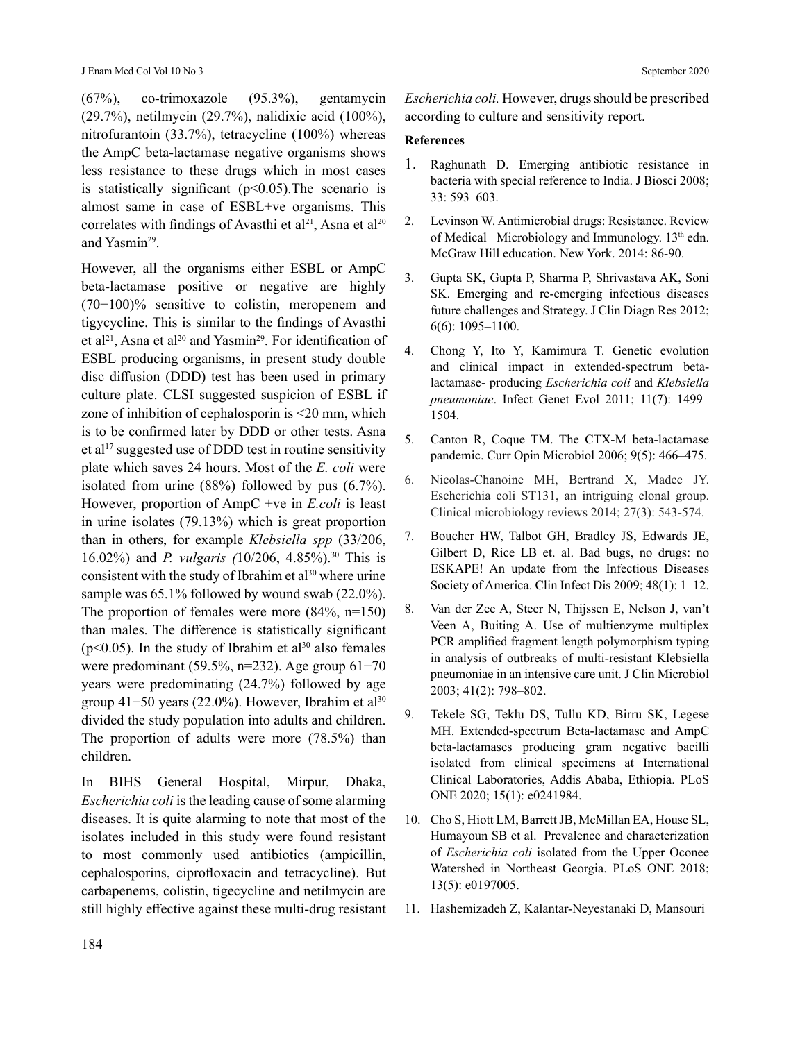(67%), co-trimoxazole (95.3%), gentamycin (29.7%), netilmycin (29.7%), nalidixic acid (100%), nitrofurantoin (33.7%), tetracycline (100%) whereas the AmpC beta-lactamase negative organisms shows less resistance to these drugs which in most cases is statistically significant ($p<0.05$).The scenario is almost same in case of ESBL+ve organisms. This correlates with findings of Avasthi et al[21], Asna et al[20] and Yasmin[29].

However, all the organisms either ESBL or AmpC beta-lactamase positive or negative are highly (70−100)% sensitive to colistin, meropenem and tigycycline. This is similar to the findings of Avasthi et al[21], Asna et al[20] and Yasmin[29]. For identification of ESBL producing organisms, in present study double disc diffusion (DDD) test has been used in primary culture plate. CLSI suggested suspicion of ESBL if zone of inhibition of cephalosporin is <20 mm, which is to be confirmed later by DDD or other tests. Asna et al[17] suggested use of DDD test in routine sensitivity plate which saves 24 hours. Most of the *E. coli* were isolated from urine (88%) followed by pus (6.7%). However, proportion of AmpC +ve in *E.coli* is least in urine isolates (79.13%) which is great proportion than in others, for example *Klebsiella spp* (33/206, 16.02%) and *P. vulgaris (*10/206, 4.85%).[30] This is consistent with the study of Ibrahim et al[30] where urine sample was 65.1% followed by wound swab (22.0%). The proportion of females were more (84%, n=150) than males. The difference is statistically significant ($p<0.05$). In the study of Ibrahim et al[30] also females were predominant (59.5%, n=232). Age group 61−70 years were predominating (24.7%) followed by age group 41−50 years (22.0%). However, Ibrahim et al[30] divided the study population into adults and children. The proportion of adults were more (78.5%) than children.

In BIHS General Hospital, Mirpur, Dhaka, *Escherichia coli* is the leading cause of some alarming diseases. It is quite alarming to note that most of the isolates included in this study were found resistant to most commonly used antibiotics (ampicillin, cephalosporins, ciprofloxacin and tetracycline). But carbapenems, colistin, tigecycline and netilmycin are still highly effective against these multi-drug resistant *Escherichia coli*. However, drugs should be prescribed according to culture and sensitivity report.

**References**

1. Raghunath D. Emerging antibiotic resistance in bacteria with special reference to India. J Biosci 2008; 33: 593–603.
2. Levinson W. Antimicrobial drugs: Resistance. Review of Medical Microbiology and Immunology. 13th edn. McGraw Hill education. New York. 2014: 86-90.
3. Gupta SK, Gupta P, Sharma P, Shrivastava AK, Soni SK. Emerging and re-emerging infectious diseases future challenges and Strategy. J Clin Diagn Res 2012; 6(6): 1095–1100.
4. Chong Y, Ito Y, Kamimura T. Genetic evolution and clinical impact in extended-spectrum beta-lactamase- producing *Escherichia coli* and *Klebsiella pneumoniae*. Infect Genet Evol 2011; 11(7): 1499–1504.
5. Canton R, Coque TM. The CTX-M beta-lactamase pandemic. Curr Opin Microbiol 2006; 9(5): 466–475.
6. Nicolas-Chanoine MH, Bertrand X, Madec JY. Escherichia coli ST131, an intriguing clonal group. Clinical microbiology reviews 2014; 27(3): 543-574.
7. Boucher HW, Talbot GH, Bradley JS, Edwards JE, Gilbert D, Rice LB et. al. Bad bugs, no drugs: no ESKAPE! An update from the Infectious Diseases Society of America. Clin Infect Dis 2009; 48(1): 1–12.
8. Van der Zee A, Steer N, Thijssen E, Nelson J, van't Veen A, Buiting A. Use of multienzyme multiplex PCR amplified fragment length polymorphism typing in analysis of outbreaks of multi-resistant Klebsiella pneumoniae in an intensive care unit. J Clin Microbiol 2003; 41(2): 798–802.
9. Tekele SG, Teklu DS, Tullu KD, Birru SK, Legese MH. Extended-spectrum Beta-lactamase and AmpC beta-lactamases producing gram negative bacilli isolated from clinical specimens at International Clinical Laboratories, Addis Ababa, Ethiopia. PLoS ONE 2020; 15(1): e0241984.
10. Cho S, Hiott LM, Barrett JB, McMillan EA, House SL, Humayoun SB et al. Prevalence and characterization of *Escherichia coli* isolated from the Upper Oconee Watershed in Northeast Georgia. PLoS ONE 2018; 13(5): e0197005.
11. Hashemizadeh Z, Kalantar-Neyestanaki D, Mansouri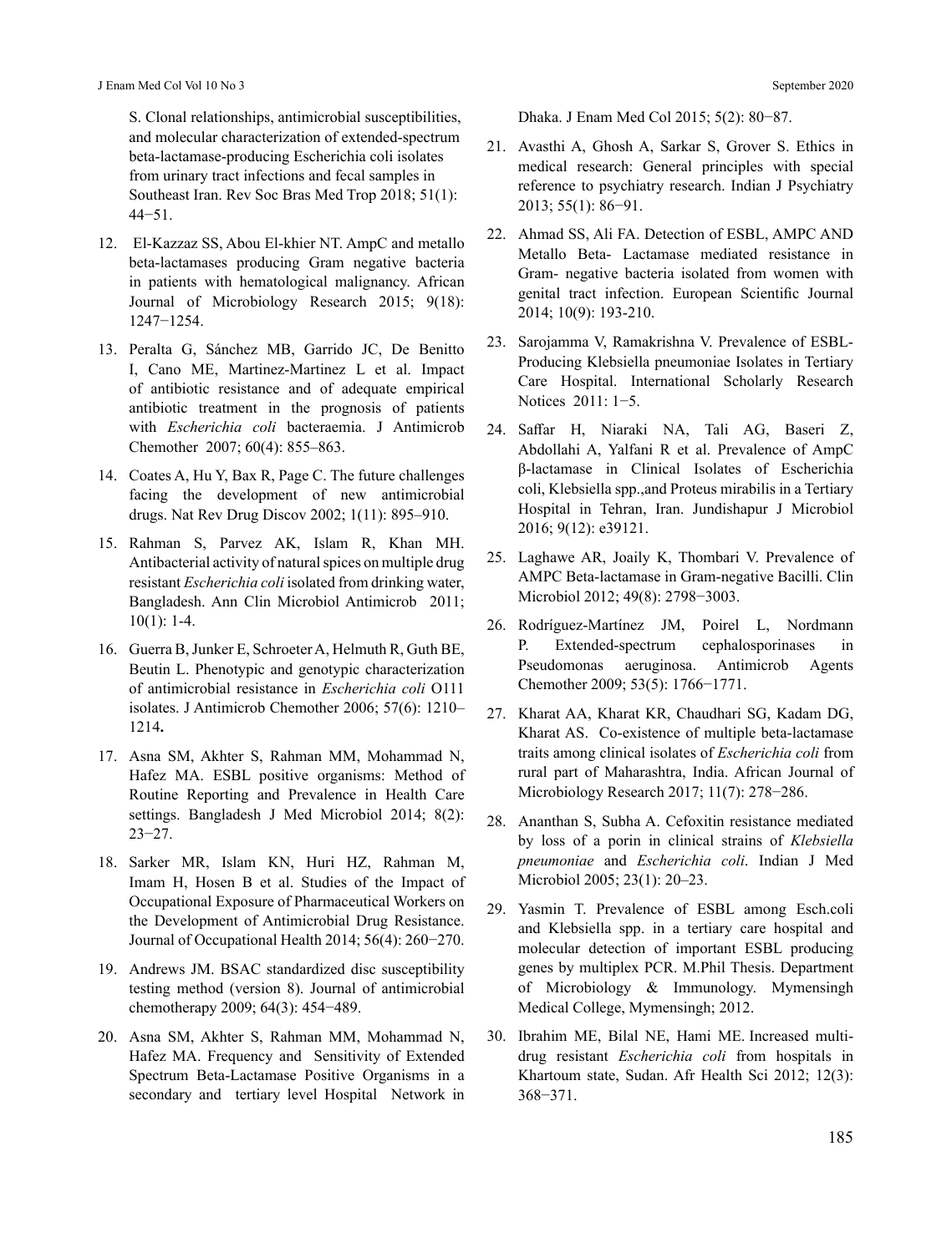S. Clonal relationships, antimicrobial susceptibilities, and molecular characterization of extended-spectrum beta-lactamase-producing Escherichia coli isolates from urinary tract infections and fecal samples in Southeast Iran. Rev Soc Bras Med Trop 2018; 51(1): 44−51.

12. El-Kazzaz SS, Abou El-khier NT. AmpC and metallo beta-lactamases producing Gram negative bacteria in patients with hematological malignancy. African Journal of Microbiology Research 2015; 9(18): 1247−1254.

13. Peralta G, Sánchez MB, Garrido JC, De Benitto I, Cano ME, Martinez-Martinez L et al. Impact of antibiotic resistance and of adequate empirical antibiotic treatment in the prognosis of patients with *Escherichia coli* bacteraemia. J Antimicrob Chemother 2007; 60(4): 855–863.

14. Coates A, Hu Y, Bax R, Page C. The future challenges facing the development of new antimicrobial drugs. Nat Rev Drug Discov 2002; 1(11): 895–910.

15. Rahman S, Parvez AK, Islam R, Khan MH. Antibacterial activity of natural spices on multiple drug resistant *Escherichia coli* isolated from drinking water, Bangladesh. Ann Clin Microbiol Antimicrob 2011; 10(1): 1-4.

16. Guerra B, Junker E, Schroeter A, Helmuth R, Guth BE, Beutin L. Phenotypic and genotypic characterization of antimicrobial resistance in *Escherichia coli* O111 isolates. J Antimicrob Chemother 2006; 57(6): 1210–1214**.**

17. Asna SM, Akhter S, Rahman MM, Mohammad N, Hafez MA. ESBL positive organisms: Method of Routine Reporting and Prevalence in Health Care settings. Bangladesh J Med Microbiol 2014; 8(2): 23−27.

18. Sarker MR, Islam KN, Huri HZ, Rahman M, Imam H, Hosen B et al. Studies of the Impact of Occupational Exposure of Pharmaceutical Workers on the Development of Antimicrobial Drug Resistance. Journal of Occupational Health 2014; 56(4): 260−270.

19. Andrews JM. BSAC standardized disc susceptibility testing method (version 8). Journal of antimicrobial chemotherapy 2009; 64(3): 454−489.

20. Asna SM, Akhter S, Rahman MM, Mohammad N, Hafez MA. Frequency and Sensitivity of Extended Spectrum Beta-Lactamase Positive Organisms in a secondary and tertiary level Hospital Network in Dhaka. J Enam Med Col 2015; 5(2): 80−87.

21. Avasthi A, Ghosh A, Sarkar S, Grover S. Ethics in medical research: General principles with special reference to psychiatry research. Indian J Psychiatry 2013; 55(1): 86−91.

22. Ahmad SS, Ali FA. Detection of ESBL, AMPC AND Metallo Beta- Lactamase mediated resistance in Gram- negative bacteria isolated from women with genital tract infection. European Scientific Journal 2014; 10(9): 193-210.

23. Sarojamma V, Ramakrishna V. Prevalence of ESBL-Producing Klebsiella pneumoniae Isolates in Tertiary Care Hospital. International Scholarly Research Notices 2011: 1−5.

24. Saffar H, Niaraki NA, Tali AG, Baseri Z, Abdollahi A, Yalfani R et al. Prevalence of AmpC β-lactamase in Clinical Isolates of Escherichia coli, Klebsiella spp.,and Proteus mirabilis in a Tertiary Hospital in Tehran, Iran. Jundishapur J Microbiol 2016; 9(12): e39121.

25. Laghawe AR, Joaily K, Thombari V. Prevalence of AMPC Beta-lactamase in Gram-negative Bacilli. Clin Microbiol 2012; 49(8): 2798−3003.

26. Rodríguez-Martínez JM, Poirel L, Nordmann P. Extended-spectrum cephalosporinases in Pseudomonas aeruginosa. Antimicrob Agents Chemother 2009; 53(5): 1766−1771.

27. Kharat AA, Kharat KR, Chaudhari SG, Kadam DG, Kharat AS. Co-existence of multiple beta-lactamase traits among clinical isolates of *Escherichia coli* from rural part of Maharashtra, India. African Journal of Microbiology Research 2017; 11(7): 278−286.

28. Ananthan S, Subha A. Cefoxitin resistance mediated by loss of a porin in clinical strains of *Klebsiella pneumoniae* and *Escherichia coli*. Indian J Med Microbiol 2005; 23(1): 20–23.

29. Yasmin T. Prevalence of ESBL among Esch.coli and Klebsiella spp. in a tertiary care hospital and molecular detection of important ESBL producing genes by multiplex PCR. M.Phil Thesis. Department of Microbiology & Immunology. Mymensingh Medical College, Mymensingh; 2012.

30. Ibrahim ME, Bilal NE, Hami ME. Increased multi-drug resistant *Escherichia coli* from hospitals in Khartoum state, Sudan. Afr Health Sci 2012; 12(3): 368−371.